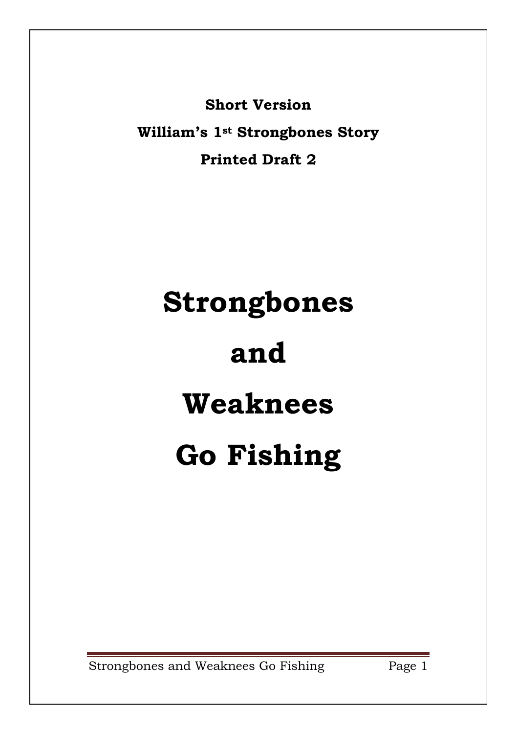**Short Version**

**William's 1st Strongbones Story**

**Printed Draft 2**

# Strongbones

# and

# Weaknees

# Go Fishing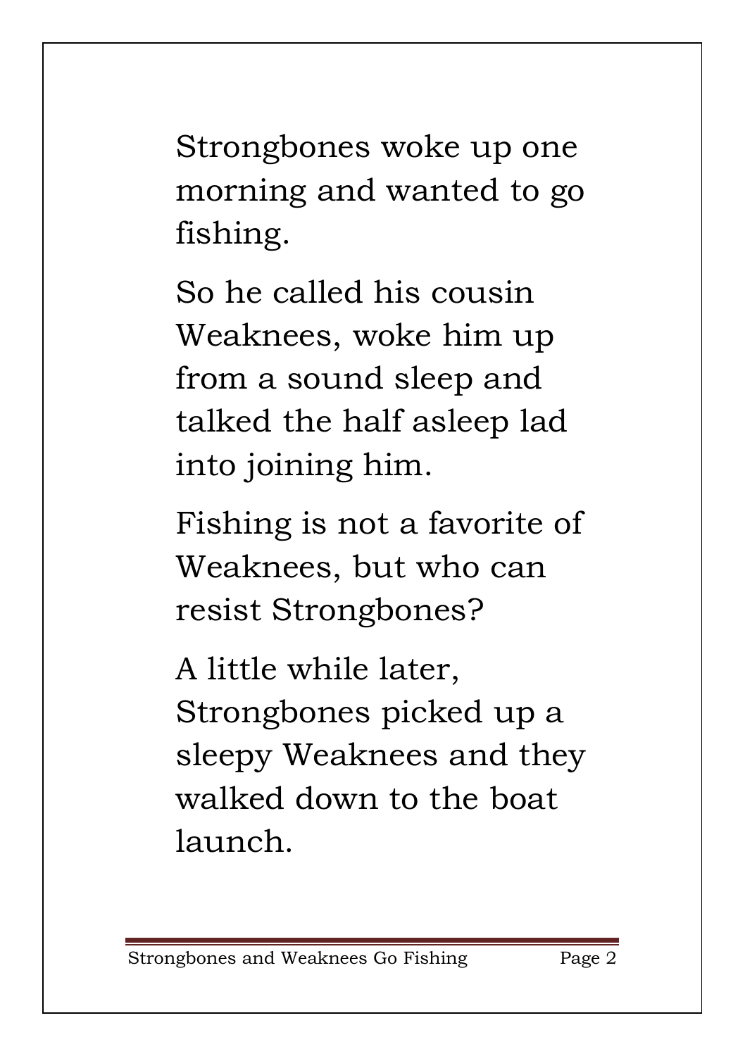Strongbones woke up one morning and wanted to go fishing.

So he called his cousin Weaknees, woke him up from a sound sleep and talked the half asleep lad into joining him.

Fishing is not a favorite of Weaknees, but who can resist Strongbones?

A little while later, Strongbones picked up a sleepy Weaknees and they walked down to the boat launch.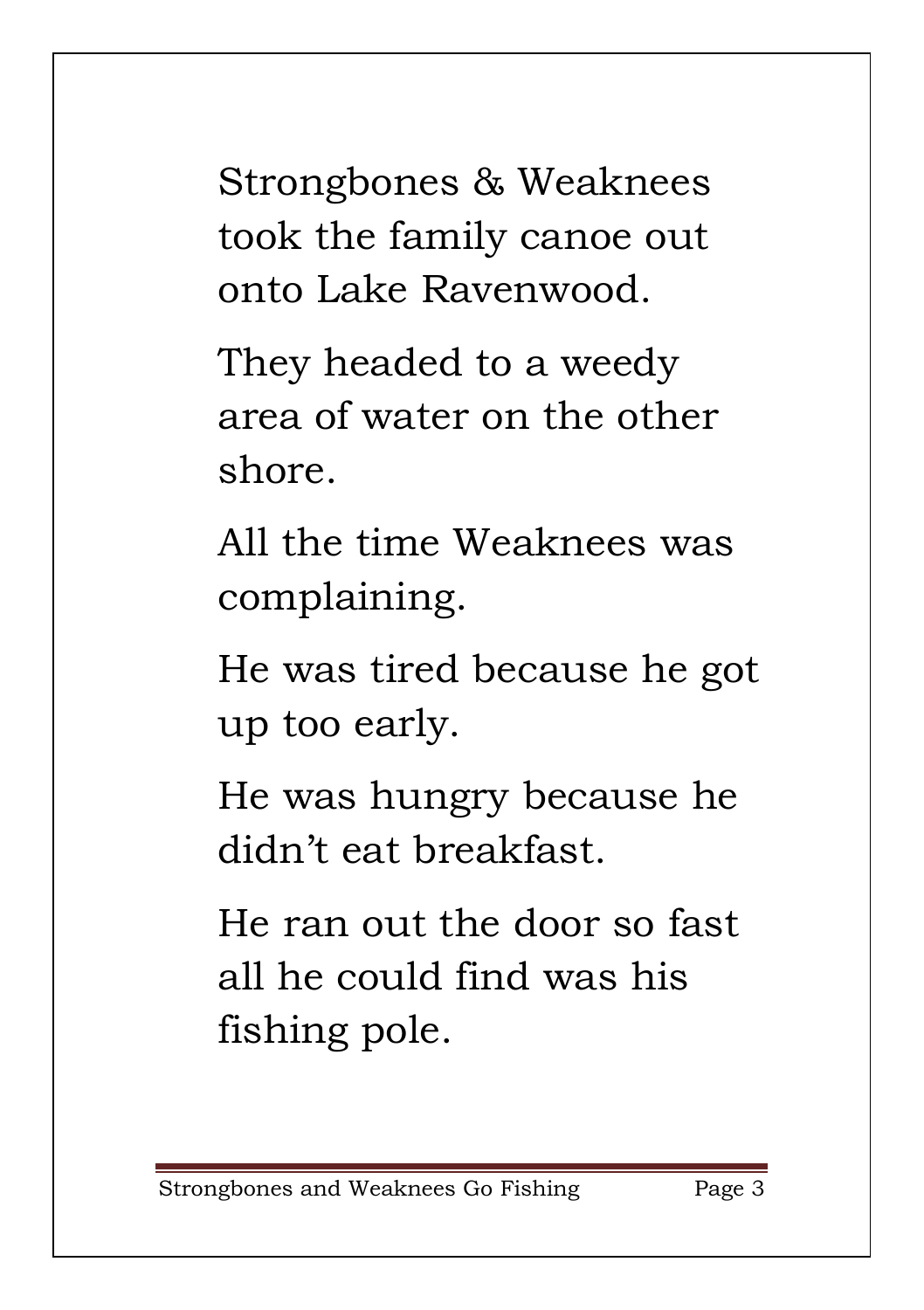Strongbones & Weaknees took the family canoe out onto Lake Ravenwood.

They headed to a weedy area of water on the other shore.

All the time Weaknees was complaining.

He was tired because he got up too early.

He was hungry because he didn't eat breakfast.

He ran out the door so fast all he could find was his fishing pole.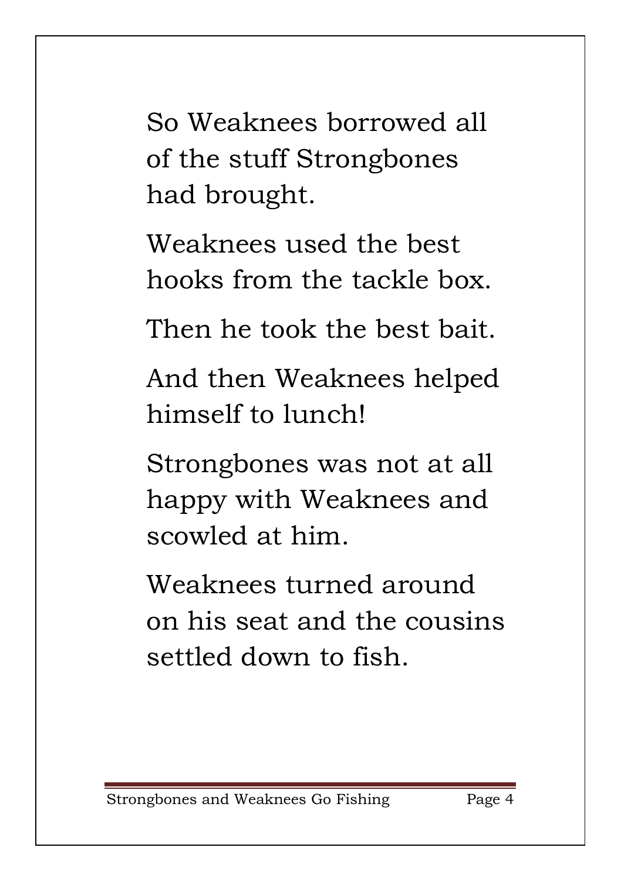So Weaknees borrowed all of the stuff Strongbones had brought.

Weaknees used the best hooks from the tackle box.

Then he took the best bait.

And then Weaknees helped himself to lunch!

Strongbones was not at all happy with Weaknees and scowled at him.

Weaknees turned around on his seat and the cousins settled down to fish.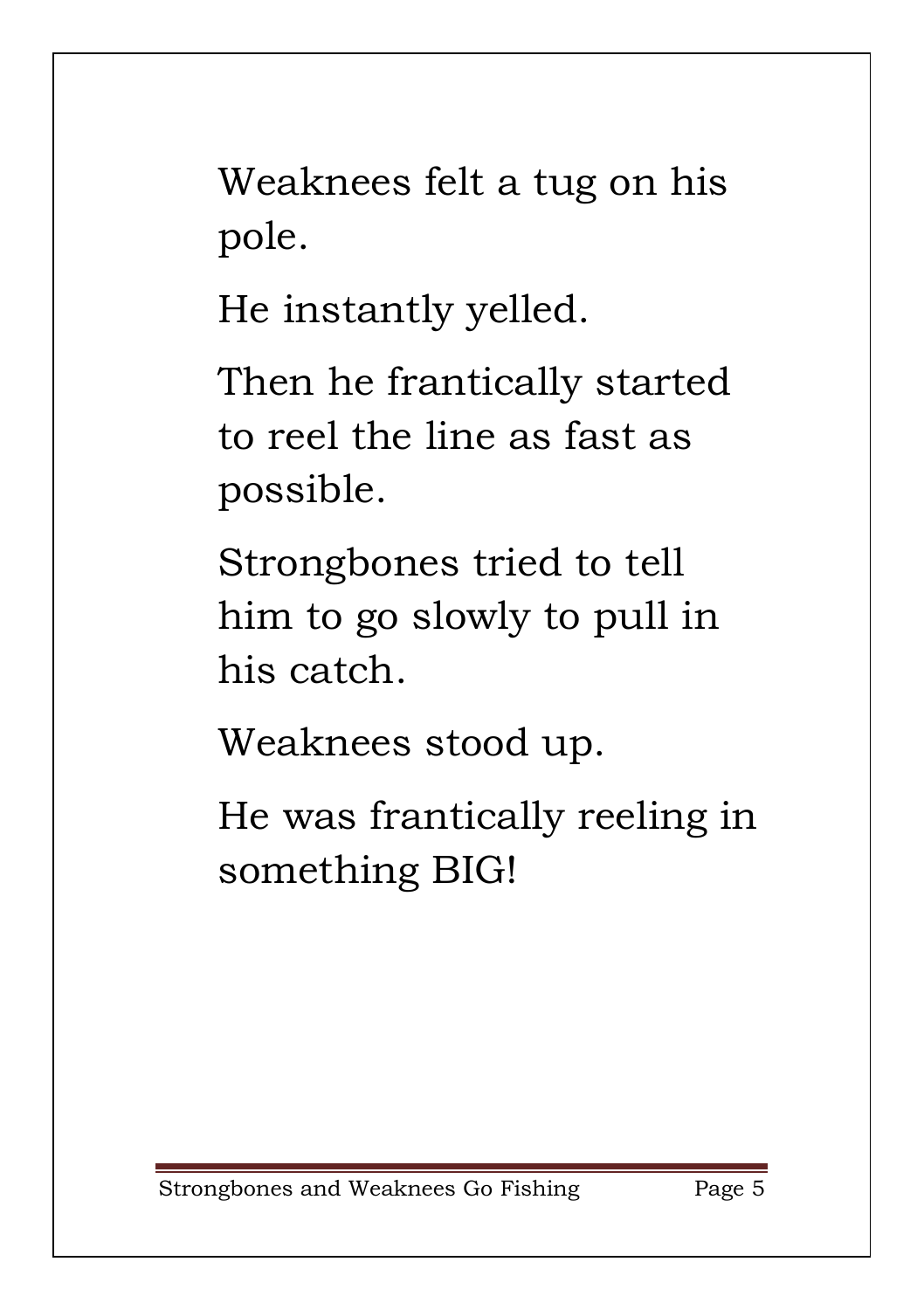Weaknees felt a tug on his pole.

He instantly yelled.

Then he frantically started to reel the line as fast as possible.

Strongbones tried to tell him to go slowly to pull in his catch.

Weaknees stood up.

He was frantically reeling in something BIG!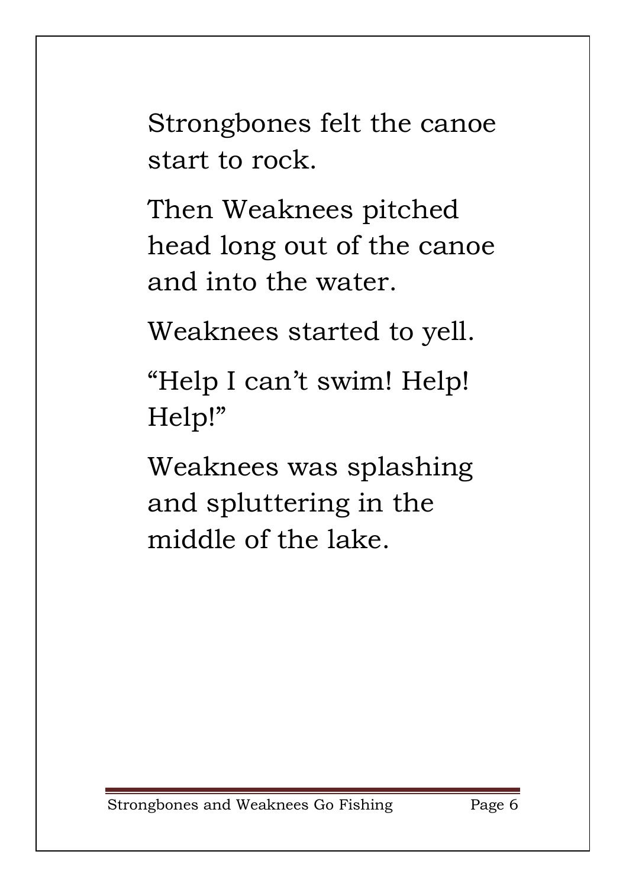Strongbones felt the canoe start to rock.

Then Weaknees pitched head long out of the canoe and into the water.

Weaknees started to yell.

“Help I can’t swim! Help! Help!”

Weaknees was splashing and spluttering in the middle of the lake.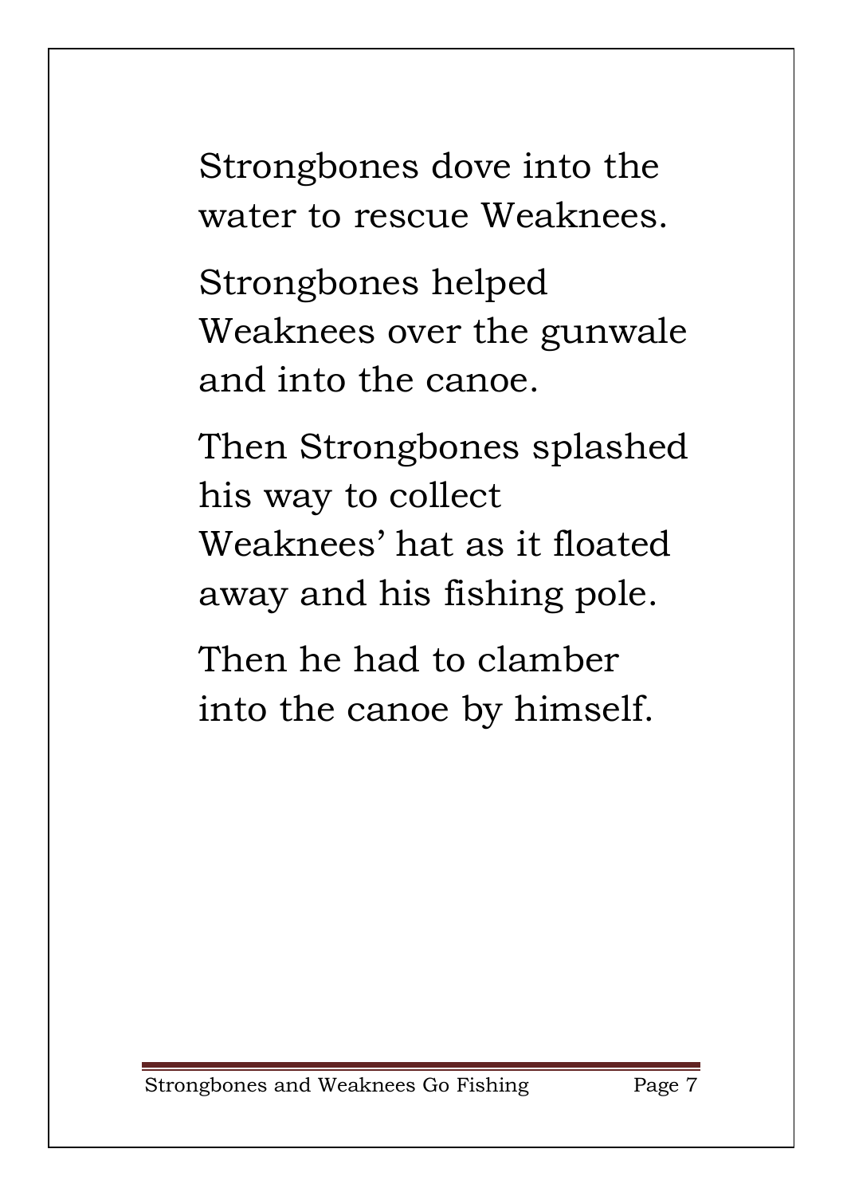Strongbones dove into the water to rescue Weaknees.

Strongbones helped Weaknees over the gunwale and into the canoe.

Then Strongbones splashed his way to collect Weaknees' hat as it floated away and his fishing pole.

Then he had to clamber into the canoe by himself.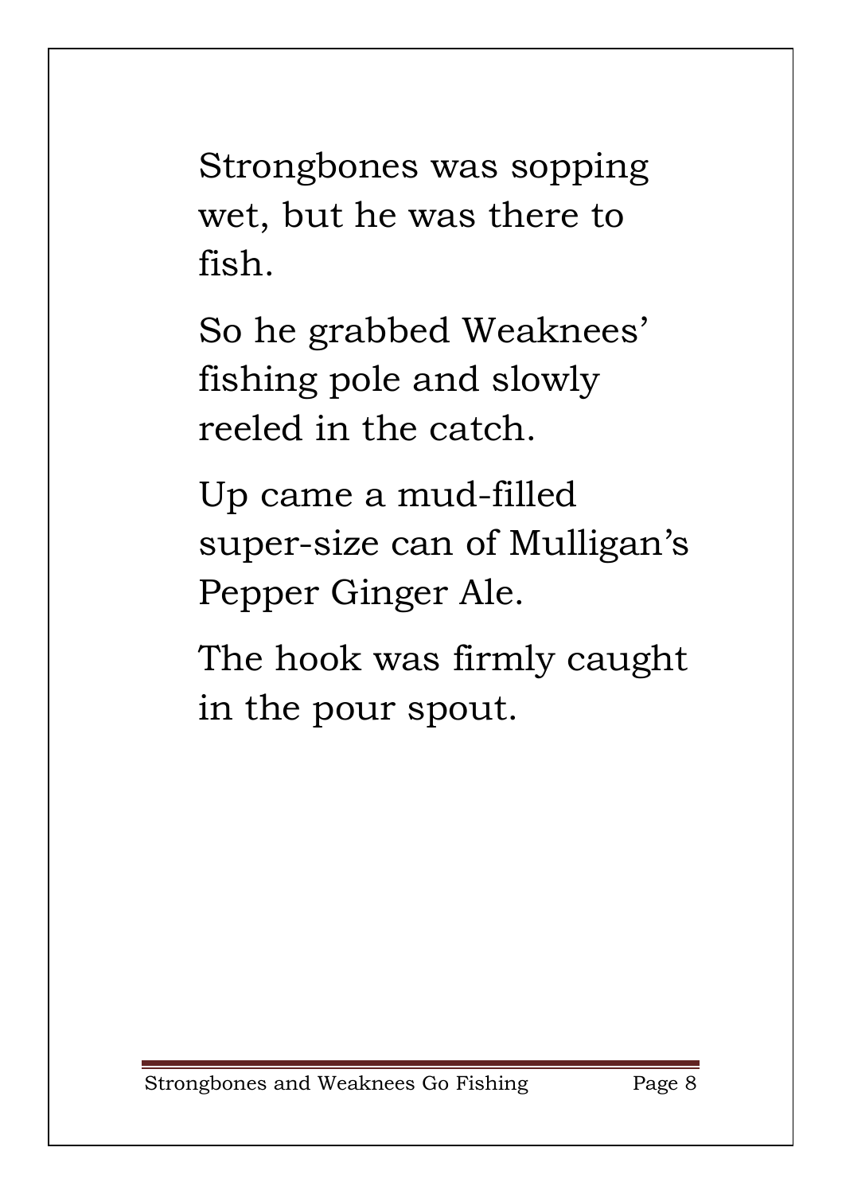Strongbones was sopping wet, but he was there to fish.

So he grabbed Weaknees' fishing pole and slowly reeled in the catch.

Up came a mud-filled super-size can of Mulligan's Pepper Ginger Ale.

The hook was firmly caught in the pour spout.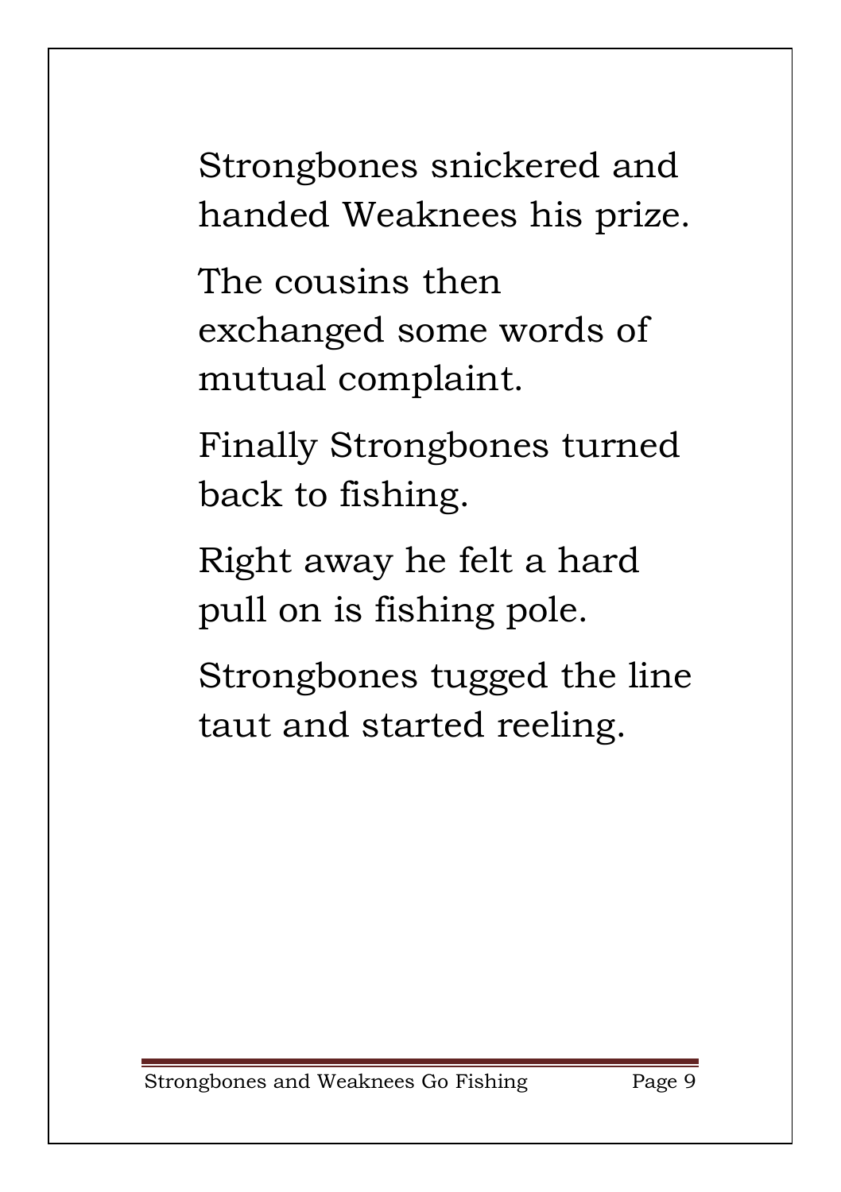Strongbones snickered and handed Weaknees his prize.

The cousins then exchanged some words of mutual complaint.

Finally Strongbones turned back to fishing.

Right away he felt a hard pull on is fishing pole.

Strongbones tugged the line taut and started reeling.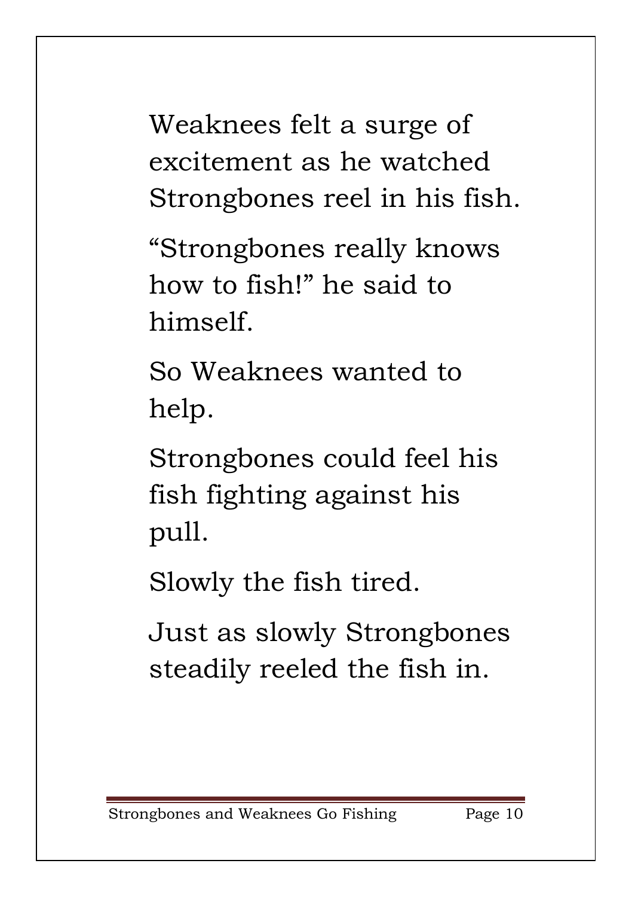Weaknees felt a surge of excitement as he watched Strongbones reel in his fish.

“Strongbones really knows how to fish!” he said to himself.

So Weaknees wanted to help.

Strongbones could feel his fish fighting against his pull.

Slowly the fish tired.

Just as slowly Strongbones steadily reeled the fish in.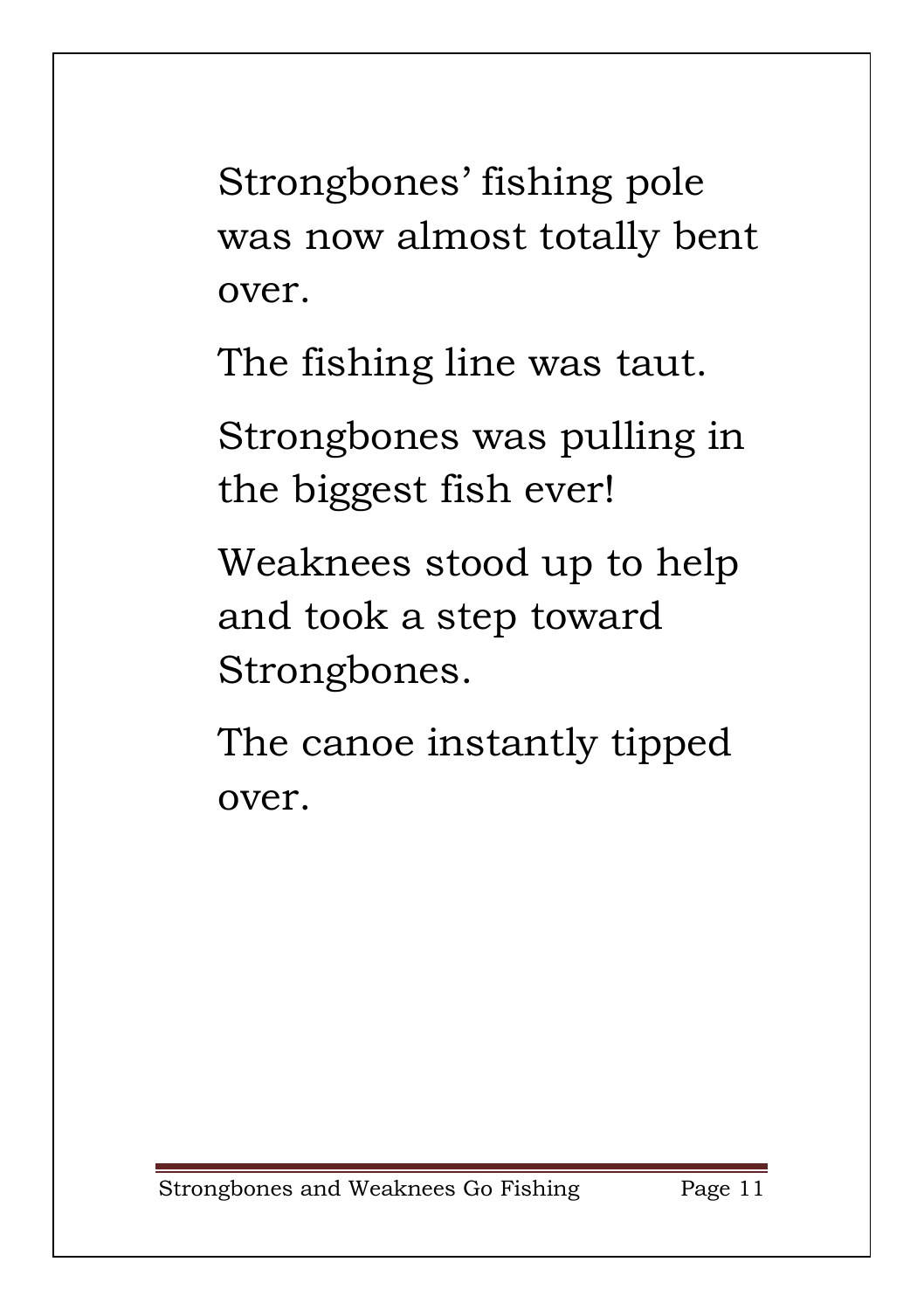Strongbones' fishing pole was now almost totally bent over.

The fishing line was taut.

Strongbones was pulling in the biggest fish ever!

Weaknees stood up to help and took a step toward Strongbones.

The canoe instantly tipped over.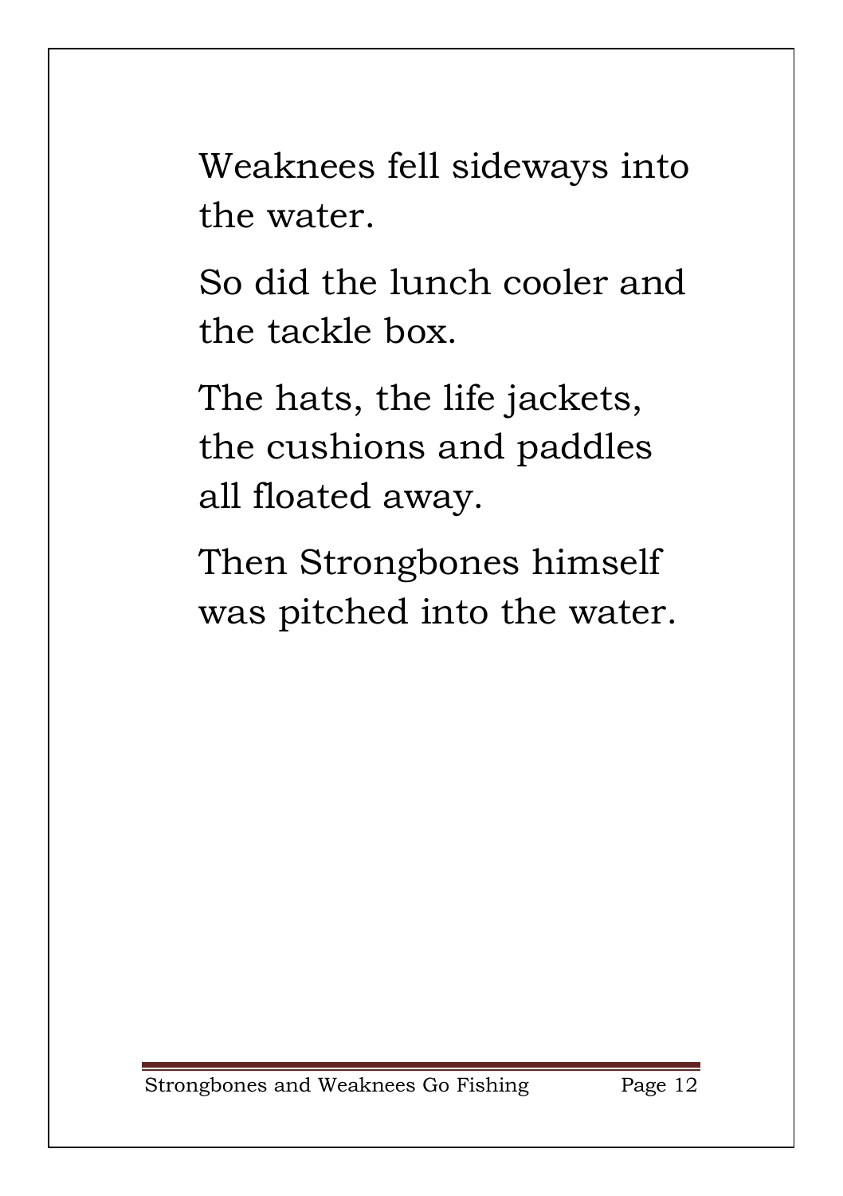Weaknees fell sideways into the water.

So did the lunch cooler and the tackle box.

The hats, the life jackets, the cushions and paddles all floated away.

Then Strongbones himself was pitched into the water.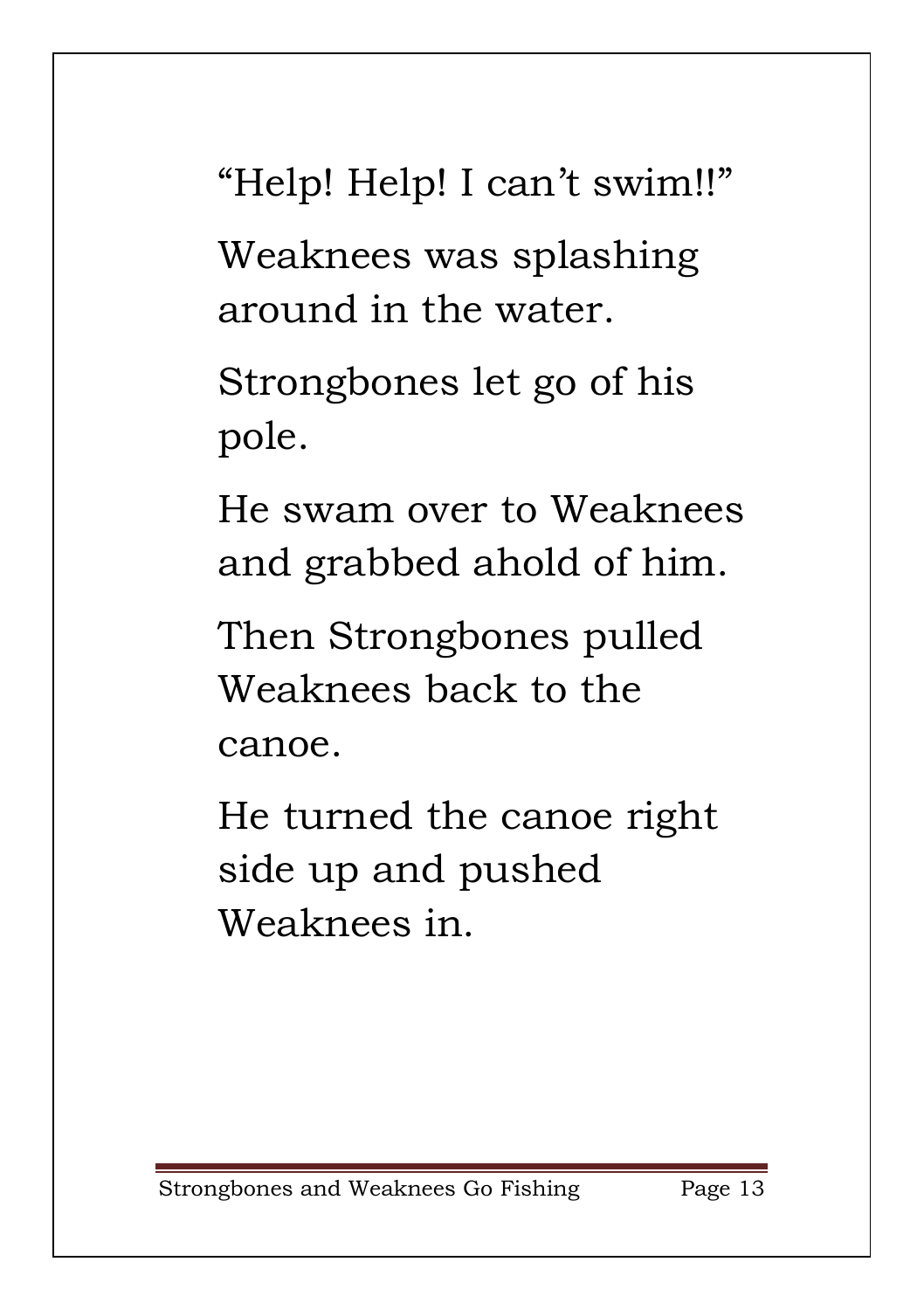"Help! Help! I can't swim!!"

Weaknees was splashing around in the water.

Strongbones let go of his pole.

He swam over to Weaknees and grabbed ahold of him.

Then Strongbones pulled Weaknees back to the canoe.

He turned the canoe right side up and pushed Weaknees in.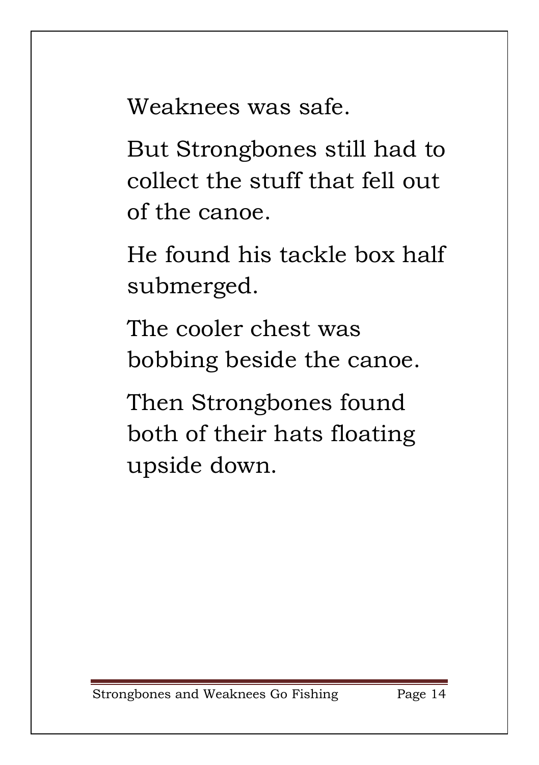Weaknees was safe.

But Strongbones still had to collect the stuff that fell out of the canoe.

He found his tackle box half submerged.

The cooler chest was bobbing beside the canoe.

Then Strongbones found both of their hats floating upside down.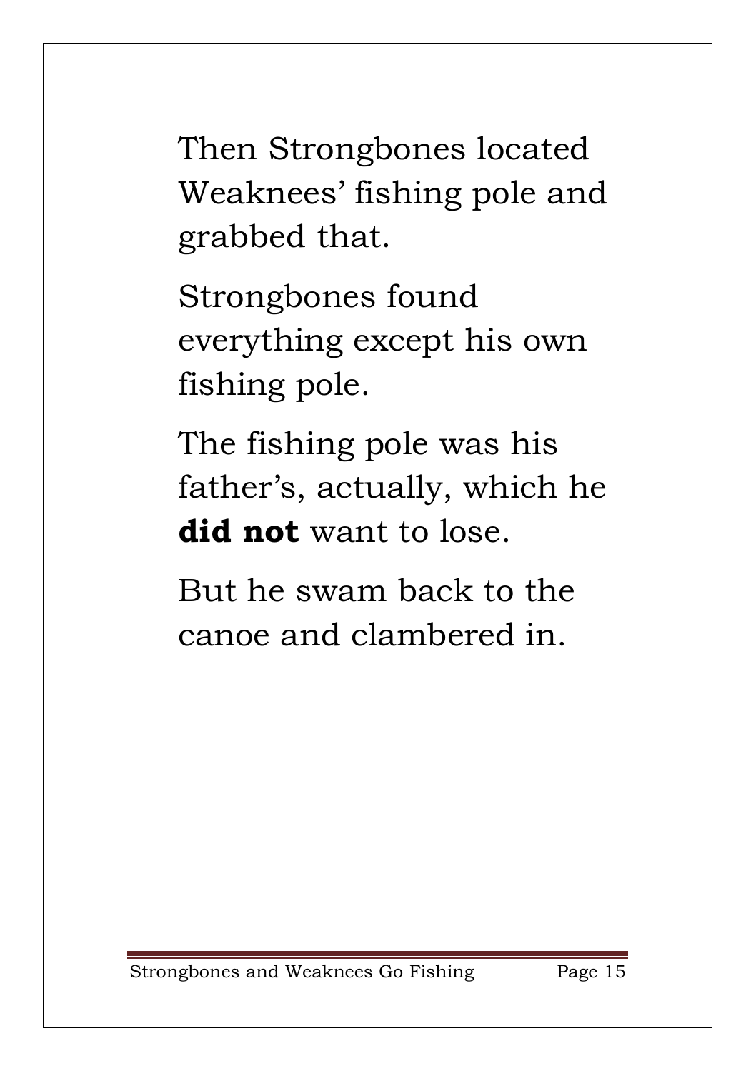Then Strongbones located Weaknees' fishing pole and grabbed that.

Strongbones found everything except his own fishing pole.

The fishing pole was his father's, actually, which he **did not** want to lose.

But he swam back to the canoe and clambered in.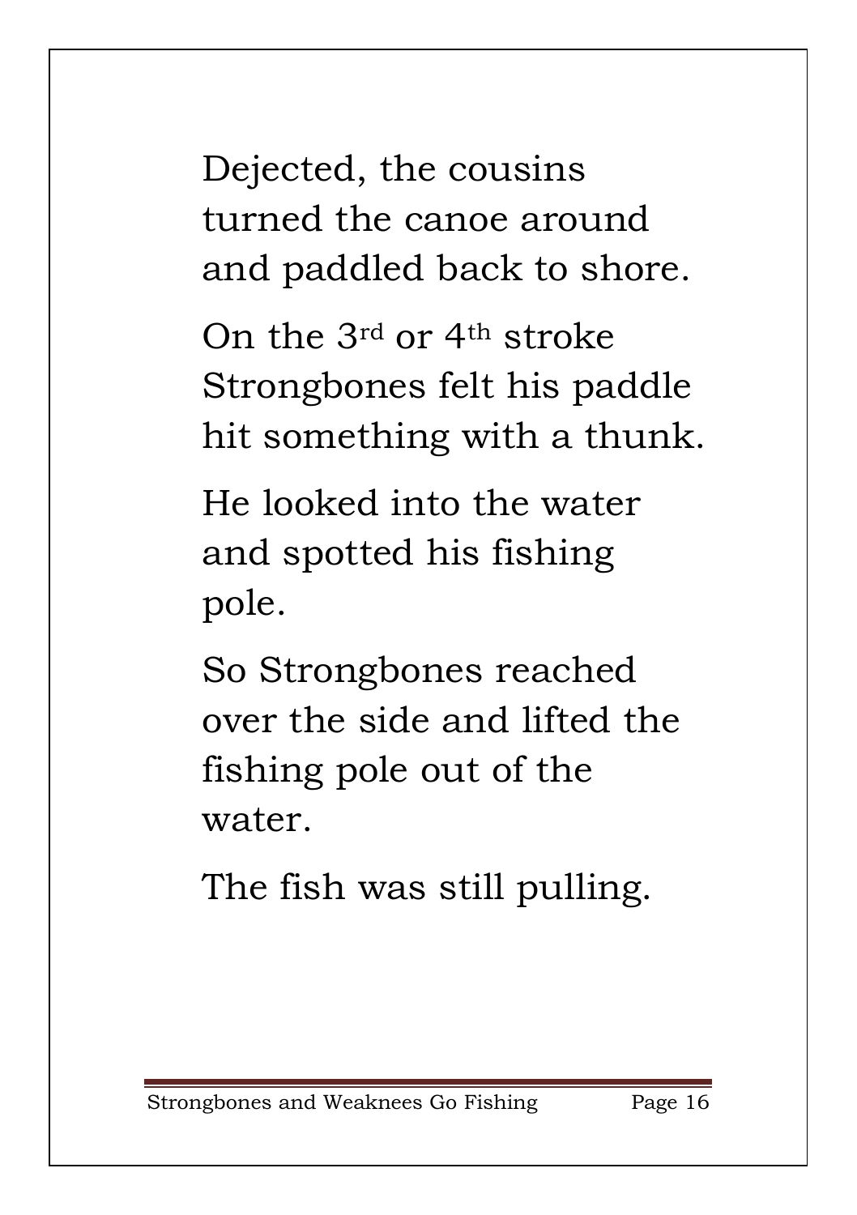Dejected, the cousins turned the canoe around and paddled back to shore.

On the 3rd or 4th stroke Strongbones felt his paddle hit something with a thunk.

He looked into the water and spotted his fishing pole.

So Strongbones reached over the side and lifted the fishing pole out of the water.

The fish was still pulling.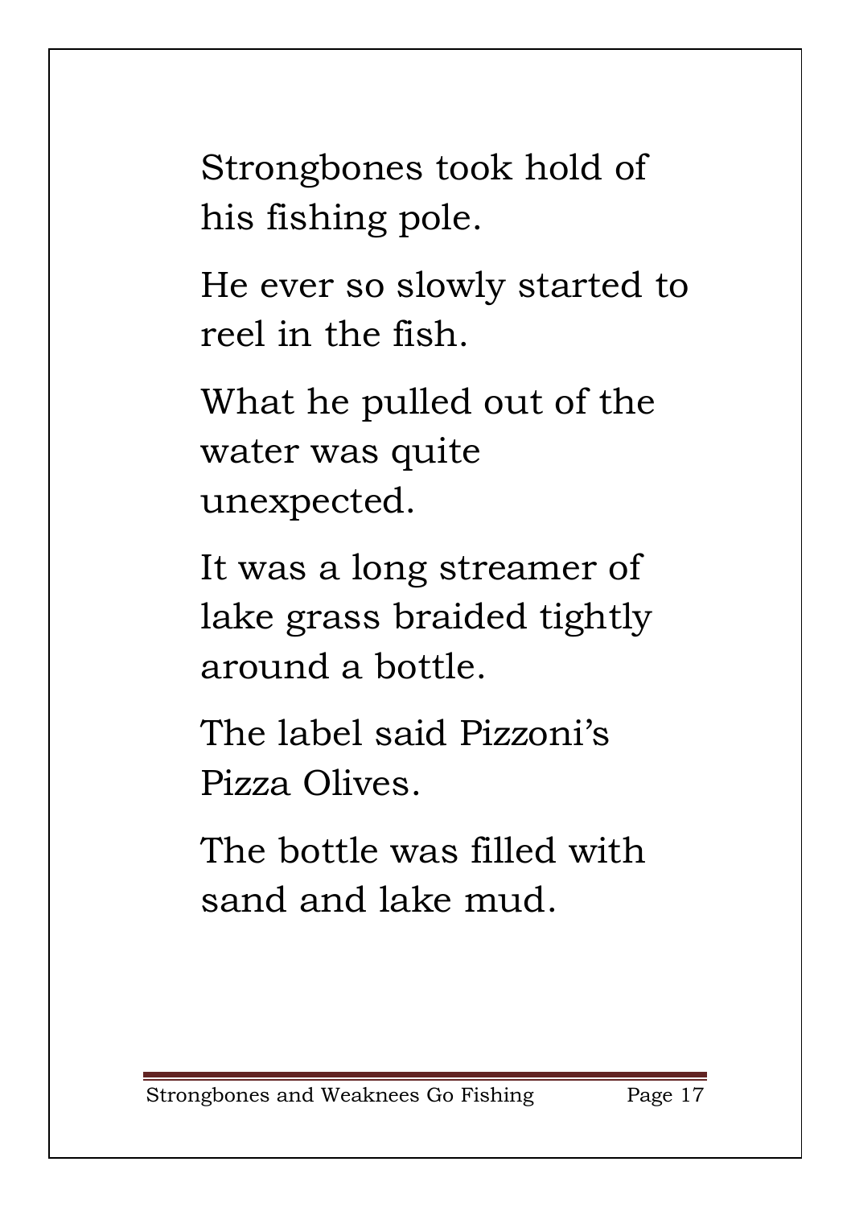Strongbones took hold of his fishing pole.

He ever so slowly started to reel in the fish.

What he pulled out of the water was quite unexpected.

It was a long streamer of lake grass braided tightly around a bottle.

The label said Pizzoni's Pizza Olives.

The bottle was filled with sand and lake mud.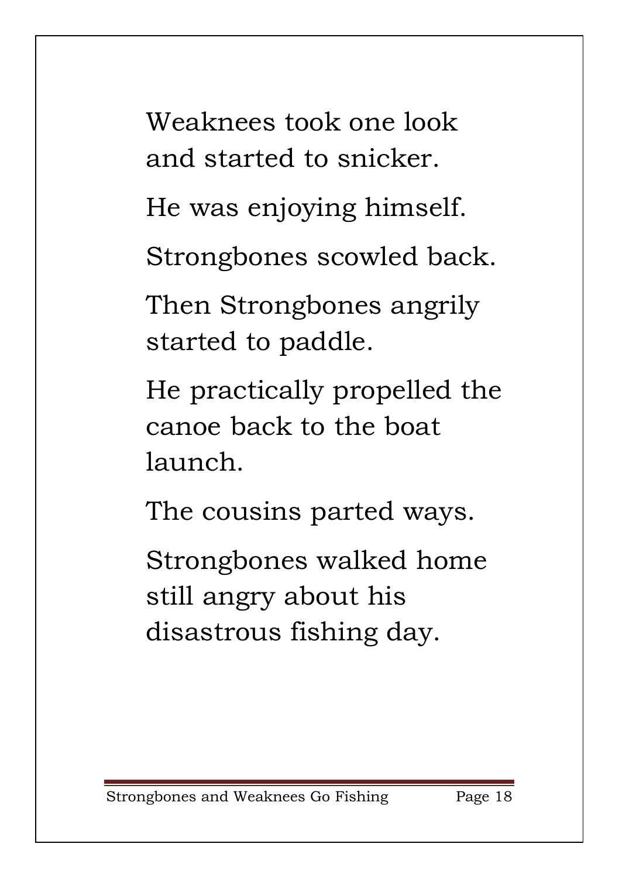Weaknees took one look and started to snicker.

He was enjoying himself.

Strongbones scowled back.

Then Strongbones angrily started to paddle.

He practically propelled the canoe back to the boat launch.

The cousins parted ways.

Strongbones walked home still angry about his disastrous fishing day.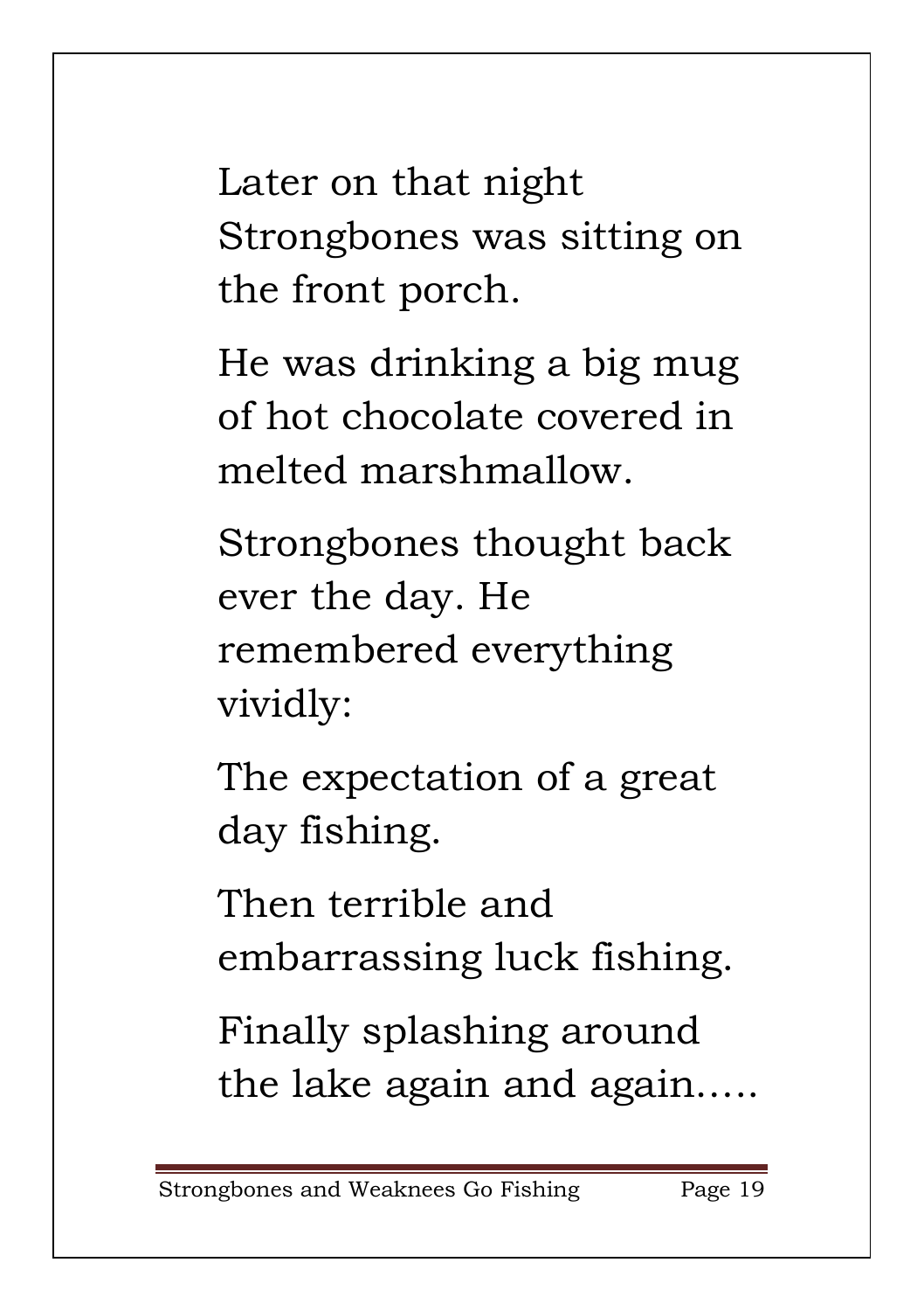Later on that night Strongbones was sitting on the front porch.

He was drinking a big mug of hot chocolate covered in melted marshmallow.

Strongbones thought back ever the day. He remembered everything vividly:

The expectation of a great day fishing.

Then terrible and embarrassing luck fishing.

Finally splashing around the lake again and again.....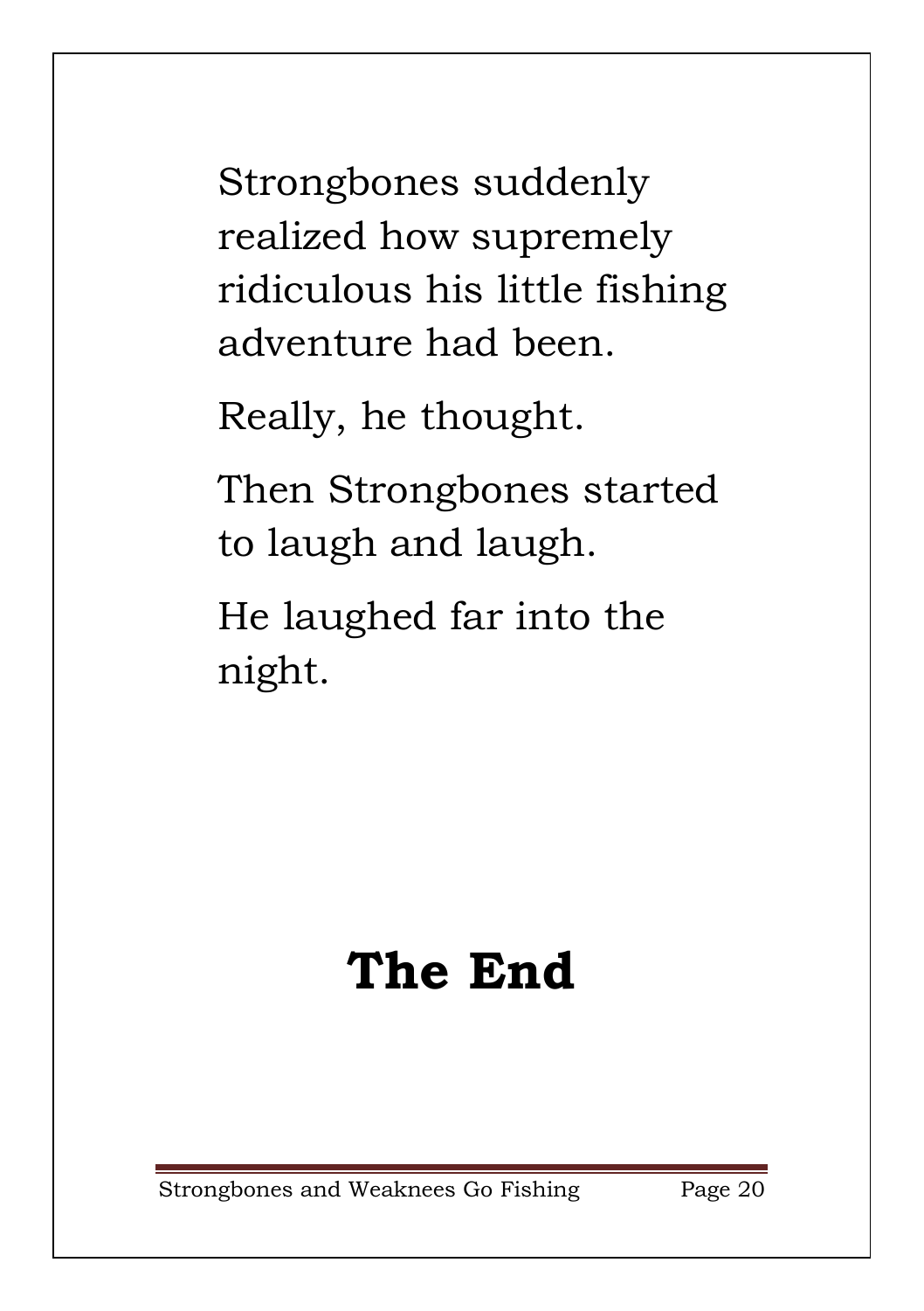Strongbones suddenly realized how supremely ridiculous his little fishing adventure had been.

Really, he thought.

Then Strongbones started to laugh and laugh.

He laughed far into the night.

# The End